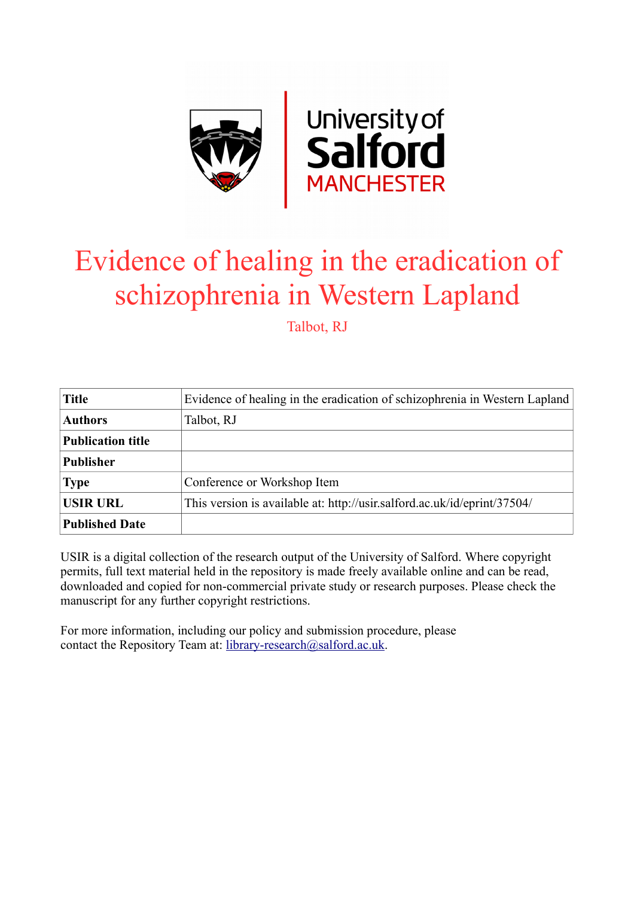# Evidence of healing in the eradication of schizophrenia in Western Lapland

Talbot, RJ

| Title | Evidence of healing in the eradication of schizophrenia in Western Lapland |
|---|---|
| Authors | Talbot, RJ |
| Publication title | |
| Publisher | |
| Type | Conference or Workshop Item |
| USIR URL | This version is available at: http://usir.salford.ac.uk/id/eprint/37504/ |
| Published Date | |

USIR is a digital collection of the research output of the University of Salford. Where copyright permits, full text material held in the repository is made freely available online and can be read, downloaded and copied for non-commercial private study or research purposes. Please check the manuscript for any further copyright restrictions.

For more information, including our policy and submission procedure, please contact the Repository Team at: library-research@salford.ac.uk.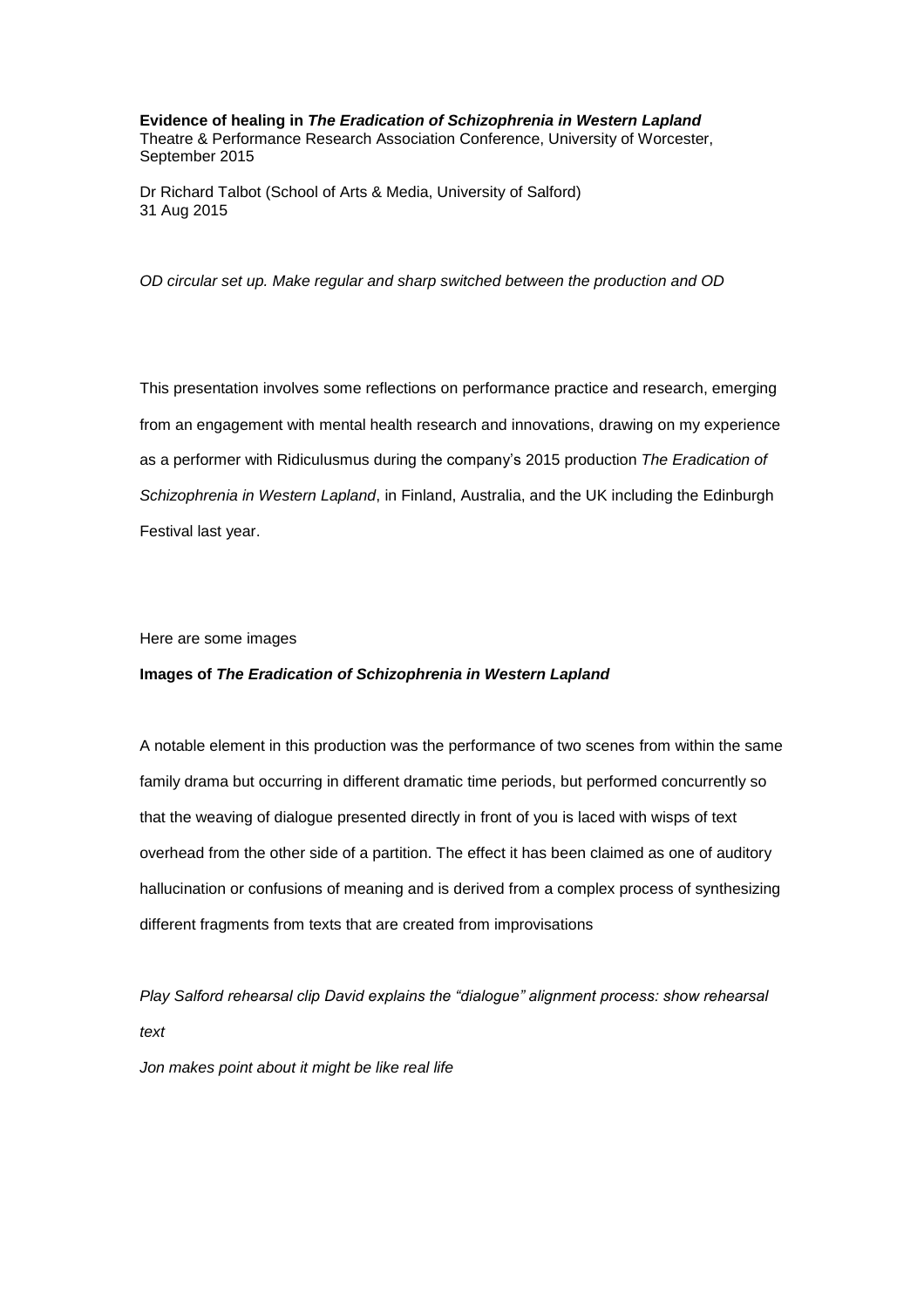**Evidence of healing in *The Eradication of Schizophrenia in Western Lapland***
Theatre & Performance Research Association Conference, University of Worcester, September 2015

Dr Richard Talbot (School of Arts & Media, University of Salford)
31 Aug 2015

*OD circular set up. Make regular and sharp switched between the production and OD*

This presentation involves some reflections on performance practice and research, emerging from an engagement with mental health research and innovations, drawing on my experience as a performer with Ridiculusmus during the company's 2015 production *The Eradication of Schizophrenia in Western Lapland*, in Finland, Australia, and the UK including the Edinburgh Festival last year.

Here are some images

**Images of *The Eradication of Schizophrenia in Western Lapland***

A notable element in this production was the performance of two scenes from within the same family drama but occurring in different dramatic time periods, but performed concurrently so that the weaving of dialogue presented directly in front of you is laced with wisps of text overhead from the other side of a partition. The effect it has been claimed as one of auditory hallucination or confusions of meaning and is derived from a complex process of synthesizing different fragments from texts that are created from improvisations

*Play Salford rehearsal clip David explains the "dialogue" alignment process: show rehearsal text*

*Jon makes point about it might be like real life*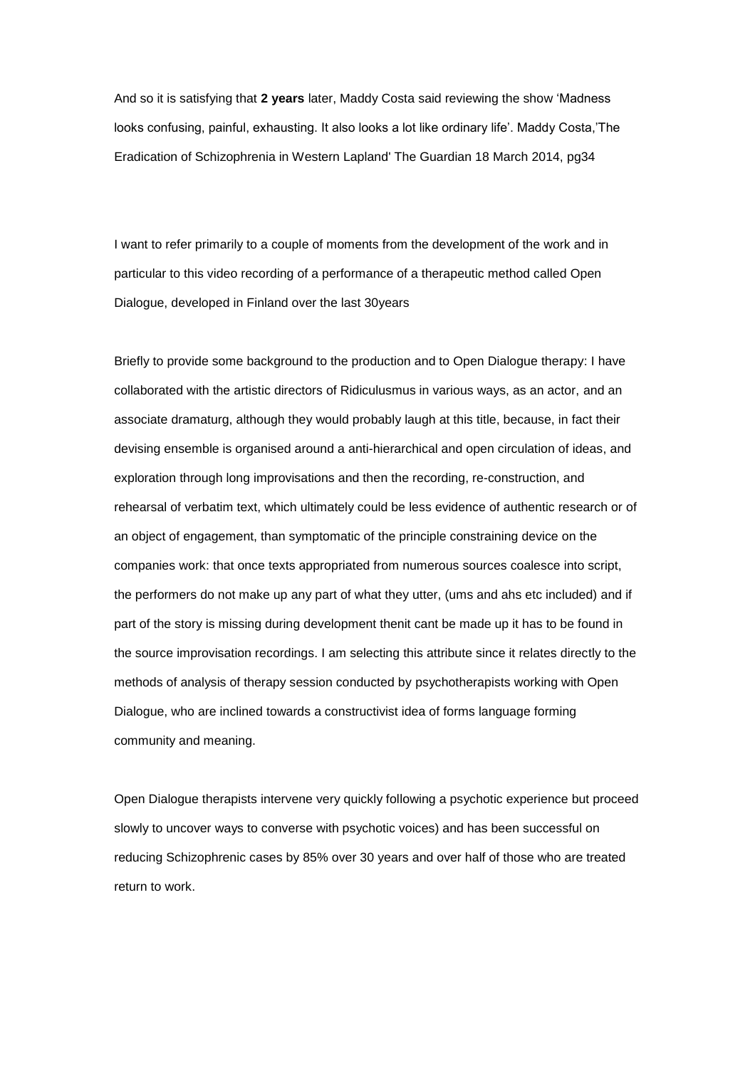And so it is satisfying that **2 years** later, Maddy Costa said reviewing the show 'Madness looks confusing, painful, exhausting. It also looks a lot like ordinary life'. Maddy Costa,'The Eradication of Schizophrenia in Western Lapland' The Guardian 18 March 2014, pg34

I want to refer primarily to a couple of moments from the development of the work and in particular to this video recording of a performance of a therapeutic method called Open Dialogue, developed in Finland over the last 30years

Briefly to provide some background to the production and to Open Dialogue therapy: I have collaborated with the artistic directors of Ridiculusmus in various ways, as an actor, and an associate dramaturg, although they would probably laugh at this title, because, in fact their devising ensemble is organised around a anti-hierarchical and open circulation of ideas, and exploration through long improvisations and then the recording, re-construction, and rehearsal of verbatim text, which ultimately could be less evidence of authentic research or of an object of engagement, than symptomatic of the principle constraining device on the companies work: that once texts appropriated from numerous sources coalesce into script, the performers do not make up any part of what they utter, (ums and ahs etc included) and if part of the story is missing during development thenit cant be made up it has to be found in the source improvisation recordings. I am selecting this attribute since it relates directly to the methods of analysis of therapy session conducted by psychotherapists working with Open Dialogue, who are inclined towards a constructivist idea of forms language forming community and meaning.

Open Dialogue therapists intervene very quickly following a psychotic experience but proceed slowly to uncover ways to converse with psychotic voices) and has been successful on reducing Schizophrenic cases by 85% over 30 years and over half of those who are treated return to work.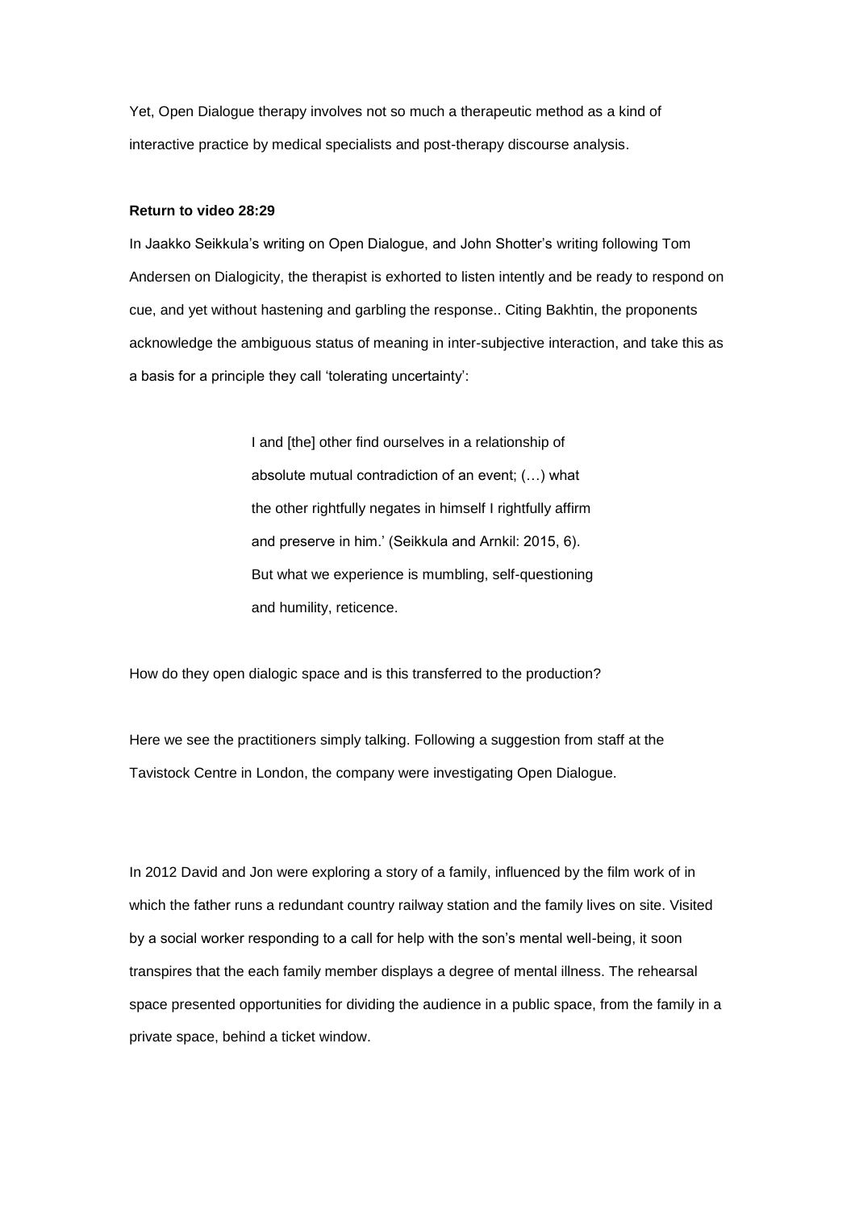Yet, Open Dialogue therapy involves not so much a therapeutic method as a kind of interactive practice by medical specialists and post-therapy discourse analysis.

**Return to video 28:29**

In Jaakko Seikkula's writing on Open Dialogue, and John Shotter's writing following Tom Andersen on Dialogicity, the therapist is exhorted to listen intently and be ready to respond on cue, and yet without hastening and garbling the response.. Citing Bakhtin, the proponents acknowledge the ambiguous status of meaning in inter-subjective interaction, and take this as a basis for a principle they call 'tolerating uncertainty':

> I and [the] other find ourselves in a relationship of absolute mutual contradiction of an event; (…) what the other rightfully negates in himself I rightfully affirm and preserve in him.' (Seikkula and Arnkil: 2015, 6).
> But what we experience is mumbling, self-questioning and humility, reticence.

How do they open dialogic space and is this transferred to the production?

Here we see the practitioners simply talking. Following a suggestion from staff at the Tavistock Centre in London, the company were investigating Open Dialogue.

In 2012 David and Jon were exploring a story of a family, influenced by the film work of in which the father runs a redundant country railway station and the family lives on site. Visited by a social worker responding to a call for help with the son's mental well-being, it soon transpires that the each family member displays a degree of mental illness. The rehearsal space presented opportunities for dividing the audience in a public space, from the family in a private space, behind a ticket window.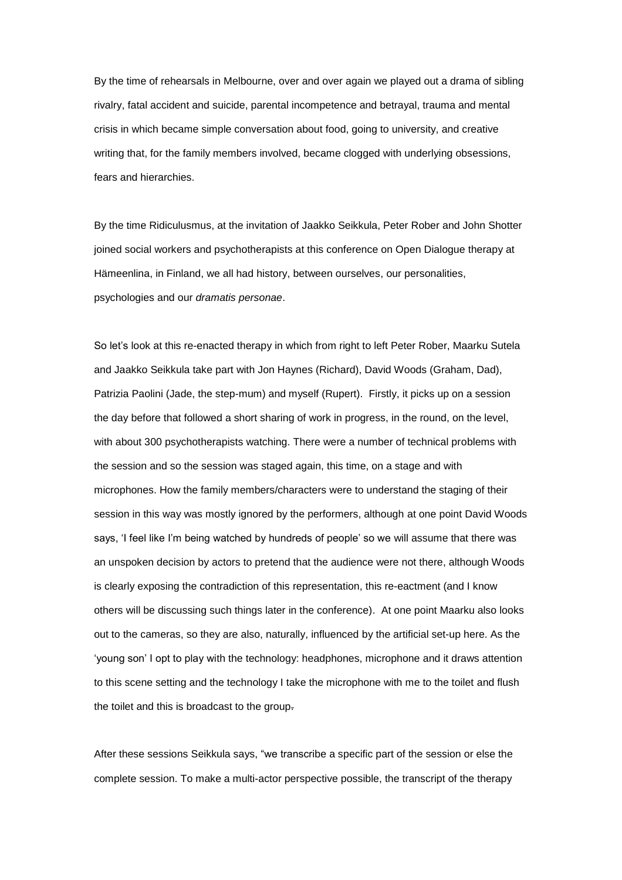By the time of rehearsals in Melbourne, over and over again we played out a drama of sibling rivalry, fatal accident and suicide, parental incompetence and betrayal, trauma and mental crisis in which became simple conversation about food, going to university, and creative writing that, for the family members involved, became clogged with underlying obsessions, fears and hierarchies.

By the time Ridiculusmus, at the invitation of Jaakko Seikkula, Peter Rober and John Shotter joined social workers and psychotherapists at this conference on Open Dialogue therapy at Hämeenlina, in Finland, we all had history, between ourselves, our personalities, psychologies and our *dramatis personae*.

So let's look at this re-enacted therapy in which from right to left Peter Rober, Maarku Sutela and Jaakko Seikkula take part with Jon Haynes (Richard), David Woods (Graham, Dad), Patrizia Paolini (Jade, the step-mum) and myself (Rupert). Firstly, it picks up on a session the day before that followed a short sharing of work in progress, in the round, on the level, with about 300 psychotherapists watching. There were a number of technical problems with the session and so the session was staged again, this time, on a stage and with microphones. How the family members/characters were to understand the staging of their session in this way was mostly ignored by the performers, although at one point David Woods says, 'I feel like I'm being watched by hundreds of people' so we will assume that there was an unspoken decision by actors to pretend that the audience were not there, although Woods is clearly exposing the contradiction of this representation, this re-eactment (and I know others will be discussing such things later in the conference). At one point Maarku also looks out to the cameras, so they are also, naturally, influenced by the artificial set-up here. As the 'young son' I opt to play with the technology: headphones, microphone and it draws attention to this scene setting and the technology I take the microphone with me to the toilet and flush the toilet and this is broadcast to the group.

After these sessions Seikkula says, "we transcribe a specific part of the session or else the complete session. To make a multi-actor perspective possible, the transcript of the therapy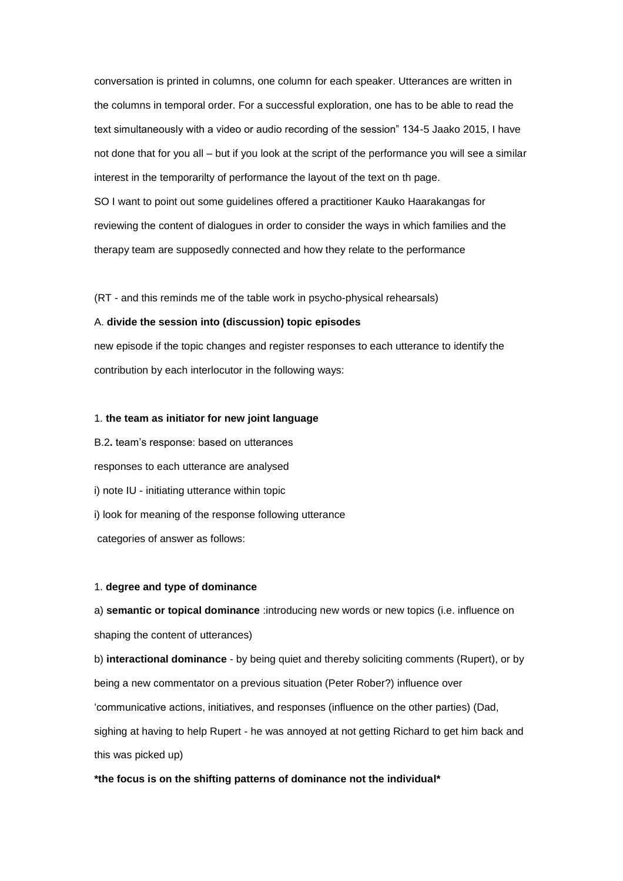conversation is printed in columns, one column for each speaker. Utterances are written in the columns in temporal order. For a successful exploration, one has to be able to read the text simultaneously with a video or audio recording of the session" 134-5 Jaako 2015, I have not done that for you all – but if you look at the script of the performance you will see a similar interest in the temporarilty of performance the layout of the text on th page.

SO I want to point out some guidelines offered a practitioner Kauko Haarakangas for reviewing the content of dialogues in order to consider the ways in which families and the therapy team are supposedly connected and how they relate to the performance

(RT - and this reminds me of the table work in psycho-physical rehearsals)

A. **divide the session into (discussion) topic episodes**

new episode if the topic changes and register responses to each utterance to identify the contribution by each interlocutor in the following ways:

1. **the team as initiator for new joint language**

B.2**.** team's response: based on utterances

responses to each utterance are analysed

i) note IU - initiating utterance within topic

i) look for meaning of the response following utterance

categories of answer as follows:

1. **degree and type of dominance**

a) **semantic or topical dominance** :introducing new words or new topics (i.e. influence on shaping the content of utterances)

b) **interactional dominance** - by being quiet and thereby soliciting comments (Rupert), or by being a new commentator on a previous situation (Peter Rober?) influence over 'communicative actions, initiatives, and responses (influence on the other parties) (Dad, sighing at having to help Rupert - he was annoyed at not getting Richard to get him back and this was picked up)

***the focus is on the shifting patterns of dominance not the individual***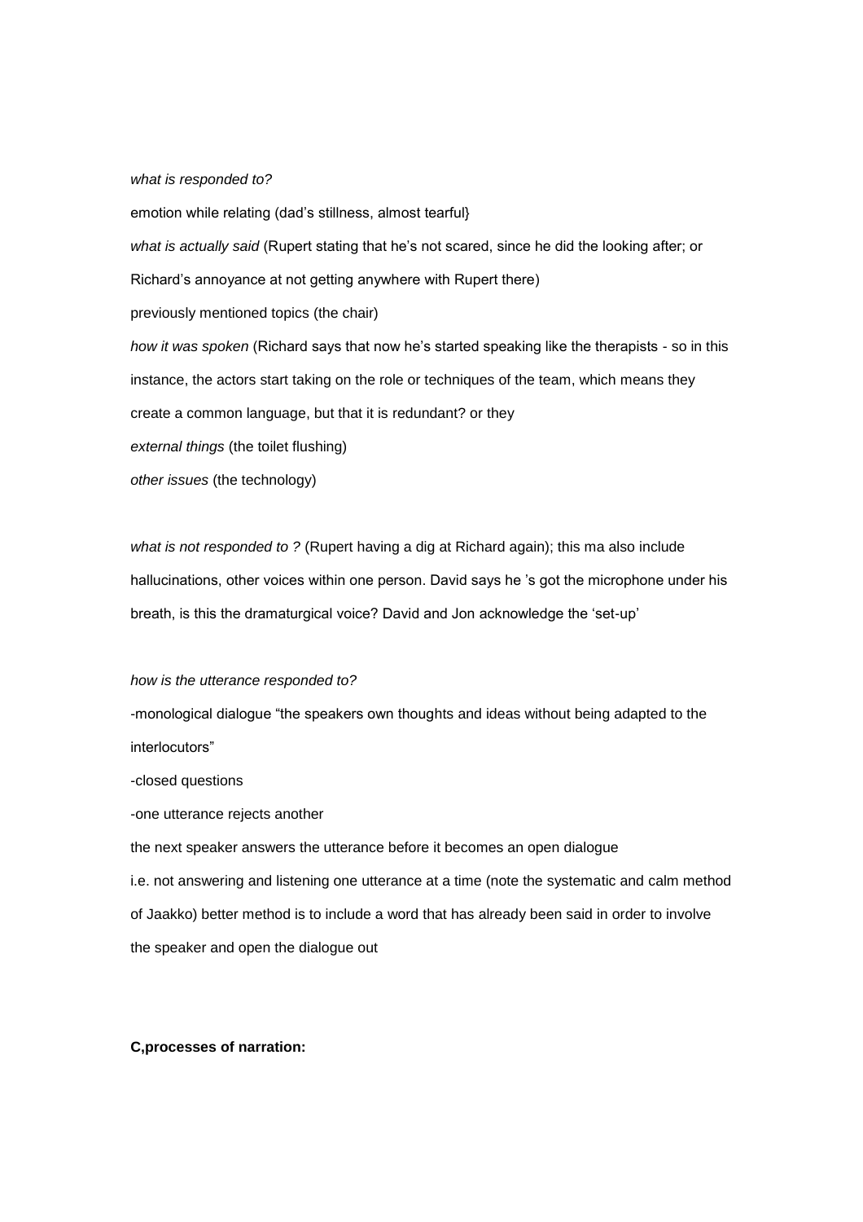*what is responded to?*

emotion while relating (dad's stillness, almost tearful}

*what is actually said* (Rupert stating that he's not scared, since he did the looking after; or Richard's annoyance at not getting anywhere with Rupert there)

previously mentioned topics (the chair)

*how it was spoken* (Richard says that now he's started speaking like the therapists - so in this instance, the actors start taking on the role or techniques of the team, which means they create a common language, but that it is redundant? or they

*external things* (the toilet flushing)

*other issues* (the technology)

*what is not responded to ?* (Rupert having a dig at Richard again); this ma also include hallucinations, other voices within one person. David says he 's got the microphone under his breath, is this the dramaturgical voice? David and Jon acknowledge the 'set-up'

*how is the utterance responded to?*

-monological dialogue "the speakers own thoughts and ideas without being adapted to the interlocutors"

-closed questions

-one utterance rejects another

the next speaker answers the utterance before it becomes an open dialogue

i.e. not answering and listening one utterance at a time (note the systematic and calm method of Jaakko) better method is to include a word that has already been said in order to involve the speaker and open the dialogue out

**C,processes of narration:**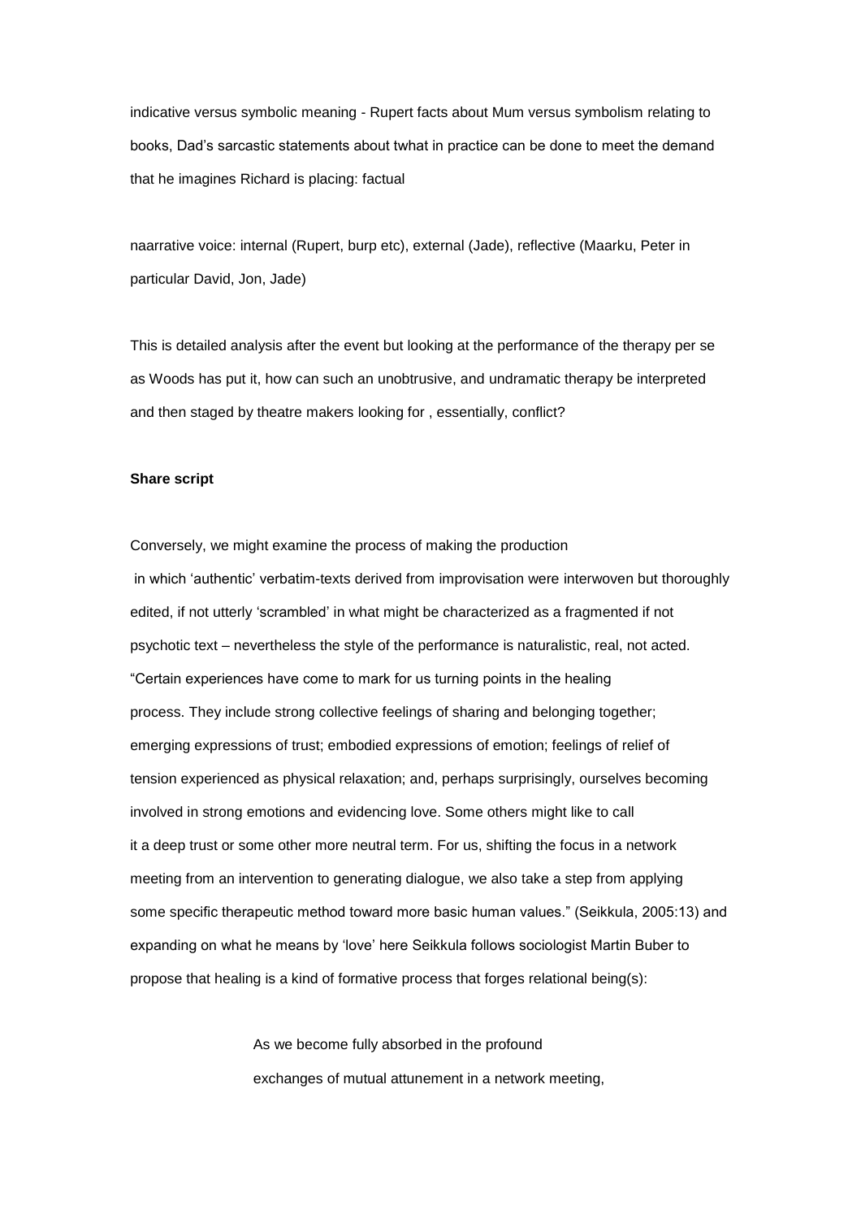indicative versus symbolic meaning - Rupert facts about Mum versus symbolism relating to books, Dad's sarcastic statements about twhat in practice can be done to meet the demand that he imagines Richard is placing: factual

naarrative voice: internal (Rupert, burp etc), external (Jade), reflective (Maarku, Peter in particular David, Jon, Jade)

This is detailed analysis after the event but looking at the performance of the therapy per se as Woods has put it, how can such an unobtrusive, and undramatic therapy be interpreted and then staged by theatre makers looking for , essentially, conflict?

**Share script**

Conversely, we might examine the process of making the production in which 'authentic' verbatim-texts derived from improvisation were interwoven but thoroughly edited, if not utterly 'scrambled' in what might be characterized as a fragmented if not psychotic text – nevertheless the style of the performance is naturalistic, real, not acted. "Certain experiences have come to mark for us turning points in the healing process. They include strong collective feelings of sharing and belonging together; emerging expressions of trust; embodied expressions of emotion; feelings of relief of tension experienced as physical relaxation; and, perhaps surprisingly, ourselves becoming involved in strong emotions and evidencing love. Some others might like to call it a deep trust or some other more neutral term. For us, shifting the focus in a network meeting from an intervention to generating dialogue, we also take a step from applying some specific therapeutic method toward more basic human values." (Seikkula, 2005:13) and expanding on what he means by 'love' here Seikkula follows sociologist Martin Buber to propose that healing is a kind of formative process that forges relational being(s):

> As we become fully absorbed in the profound
> exchanges of mutual attunement in a network meeting,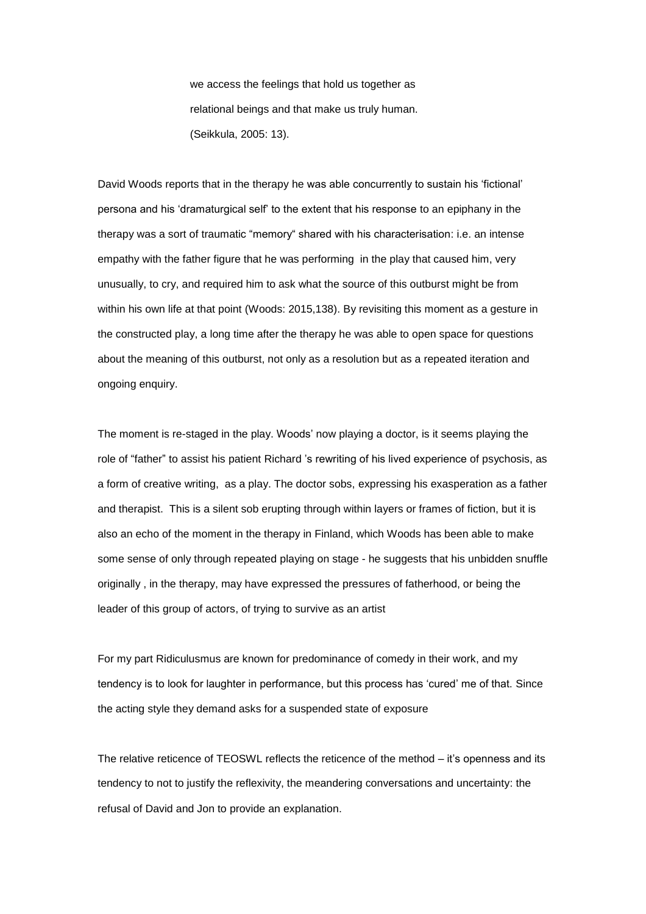> we access the feelings that hold us together as
> relational beings and that make us truly human.
> (Seikkula, 2005: 13).

David Woods reports that in the therapy he was able concurrently to sustain his 'fictional' persona and his 'dramaturgical self' to the extent that his response to an epiphany in the therapy was a sort of traumatic "memory" shared with his characterisation: i.e. an intense empathy with the father figure that he was performing in the play that caused him, very unusually, to cry, and required him to ask what the source of this outburst might be from within his own life at that point (Woods: 2015,138). By revisiting this moment as a gesture in the constructed play, a long time after the therapy he was able to open space for questions about the meaning of this outburst, not only as a resolution but as a repeated iteration and ongoing enquiry.

The moment is re-staged in the play. Woods' now playing a doctor, is it seems playing the role of "father" to assist his patient Richard 's rewriting of his lived experience of psychosis, as a form of creative writing, as a play. The doctor sobs, expressing his exasperation as a father and therapist. This is a silent sob erupting through within layers or frames of fiction, but it is also an echo of the moment in the therapy in Finland, which Woods has been able to make some sense of only through repeated playing on stage - he suggests that his unbidden snuffle originally , in the therapy, may have expressed the pressures of fatherhood, or being the leader of this group of actors, of trying to survive as an artist

For my part Ridiculusmus are known for predominance of comedy in their work, and my tendency is to look for laughter in performance, but this process has 'cured' me of that. Since the acting style they demand asks for a suspended state of exposure

The relative reticence of TEOSWL reflects the reticence of the method – it's openness and its tendency to not to justify the reflexivity, the meandering conversations and uncertainty: the refusal of David and Jon to provide an explanation.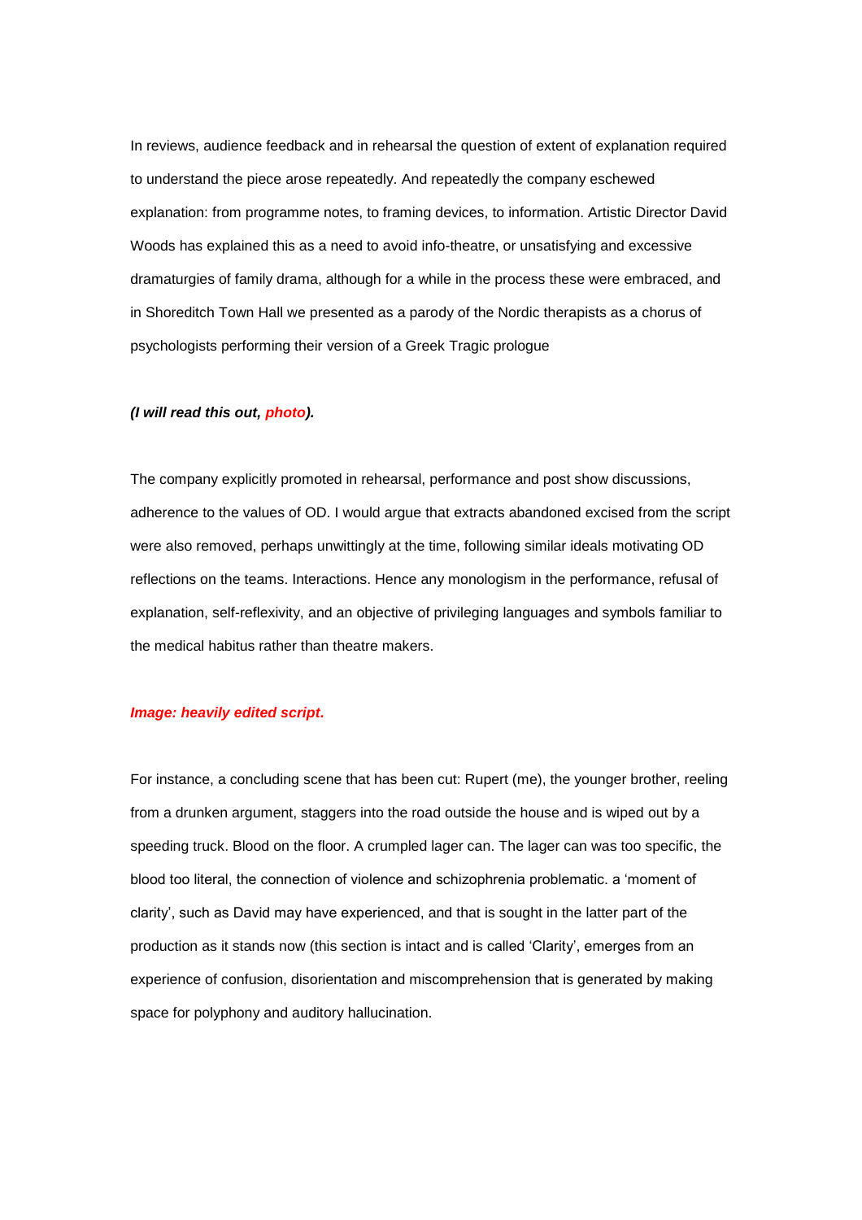In reviews, audience feedback and in rehearsal the question of extent of explanation required to understand the piece arose repeatedly. And repeatedly the company eschewed explanation: from programme notes, to framing devices, to information. Artistic Director David Woods has explained this as a need to avoid info-theatre, or unsatisfying and excessive dramaturgies of family drama, although for a while in the process these were embraced, and in Shoreditch Town Hall we presented as a parody of the Nordic therapists as a chorus of psychologists performing their version of a Greek Tragic prologue

***(I will read this out, photo).***

The company explicitly promoted in rehearsal, performance and post show discussions, adherence to the values of OD. I would argue that extracts abandoned excised from the script were also removed, perhaps unwittingly at the time, following similar ideals motivating OD reflections on the teams. Interactions. Hence any monologism in the performance, refusal of explanation, self-reflexivity, and an objective of privileging languages and symbols familiar to the medical habitus rather than theatre makers.

***Image: heavily edited script.***

For instance, a concluding scene that has been cut: Rupert (me), the younger brother, reeling from a drunken argument, staggers into the road outside the house and is wiped out by a speeding truck. Blood on the floor. A crumpled lager can. The lager can was too specific, the blood too literal, the connection of violence and schizophrenia problematic. a 'moment of clarity', such as David may have experienced, and that is sought in the latter part of the production as it stands now (this section is intact and is called 'Clarity', emerges from an experience of confusion, disorientation and miscomprehension that is generated by making space for polyphony and auditory hallucination.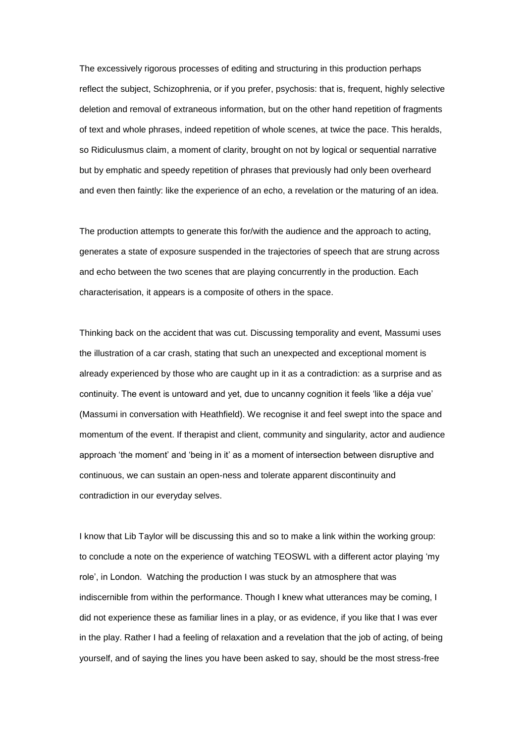The excessively rigorous processes of editing and structuring in this production perhaps reflect the subject, Schizophrenia, or if you prefer, psychosis: that is, frequent, highly selective deletion and removal of extraneous information, but on the other hand repetition of fragments of text and whole phrases, indeed repetition of whole scenes, at twice the pace. This heralds, so Ridiculusmus claim, a moment of clarity, brought on not by logical or sequential narrative but by emphatic and speedy repetition of phrases that previously had only been overheard and even then faintly: like the experience of an echo, a revelation or the maturing of an idea.

The production attempts to generate this for/with the audience and the approach to acting, generates a state of exposure suspended in the trajectories of speech that are strung across and echo between the two scenes that are playing concurrently in the production. Each characterisation, it appears is a composite of others in the space.

Thinking back on the accident that was cut. Discussing temporality and event, Massumi uses the illustration of a car crash, stating that such an unexpected and exceptional moment is already experienced by those who are caught up in it as a contradiction: as a surprise and as continuity. The event is untoward and yet, due to uncanny cognition it feels 'like a déja vue' (Massumi in conversation with Heathfield). We recognise it and feel swept into the space and momentum of the event. If therapist and client, community and singularity, actor and audience approach 'the moment' and 'being in it' as a moment of intersection between disruptive and continuous, we can sustain an open-ness and tolerate apparent discontinuity and contradiction in our everyday selves.

I know that Lib Taylor will be discussing this and so to make a link within the working group: to conclude a note on the experience of watching TEOSWL with a different actor playing 'my role', in London. Watching the production I was stuck by an atmosphere that was indiscernible from within the performance. Though I knew what utterances may be coming, I did not experience these as familiar lines in a play, or as evidence, if you like that I was ever in the play. Rather I had a feeling of relaxation and a revelation that the job of acting, of being yourself, and of saying the lines you have been asked to say, should be the most stress-free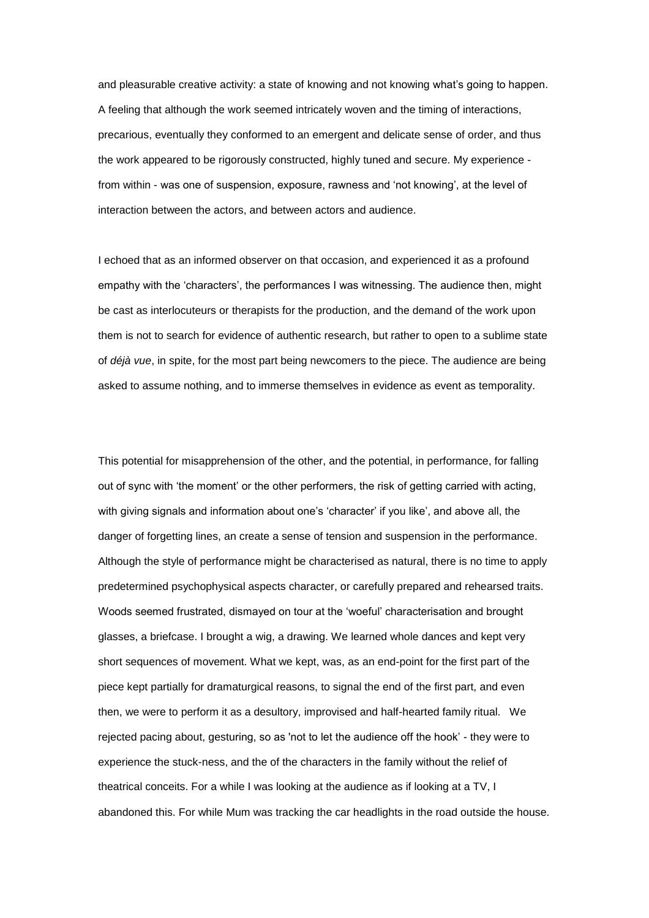and pleasurable creative activity: a state of knowing and not knowing what's going to happen. A feeling that although the work seemed intricately woven and the timing of interactions, precarious, eventually they conformed to an emergent and delicate sense of order, and thus the work appeared to be rigorously constructed, highly tuned and secure. My experience - from within - was one of suspension, exposure, rawness and 'not knowing', at the level of interaction between the actors, and between actors and audience.

I echoed that as an informed observer on that occasion, and experienced it as a profound empathy with the 'characters', the performances I was witnessing. The audience then, might be cast as interlocuteurs or therapists for the production, and the demand of the work upon them is not to search for evidence of authentic research, but rather to open to a sublime state of *déjà vue*, in spite, for the most part being newcomers to the piece. The audience are being asked to assume nothing, and to immerse themselves in evidence as event as temporality.

This potential for misapprehension of the other, and the potential, in performance, for falling out of sync with 'the moment' or the other performers, the risk of getting carried with acting, with giving signals and information about one's 'character' if you like', and above all, the danger of forgetting lines, an create a sense of tension and suspension in the performance. Although the style of performance might be characterised as natural, there is no time to apply predetermined psychophysical aspects character, or carefully prepared and rehearsed traits. Woods seemed frustrated, dismayed on tour at the 'woeful' characterisation and brought glasses, a briefcase. I brought a wig, a drawing. We learned whole dances and kept very short sequences of movement. What we kept, was, as an end-point for the first part of the piece kept partially for dramaturgical reasons, to signal the end of the first part, and even then, we were to perform it as a desultory, improvised and half-hearted family ritual. We rejected pacing about, gesturing, so as 'not to let the audience off the hook' - they were to experience the stuck-ness, and the of the characters in the family without the relief of theatrical conceits. For a while I was looking at the audience as if looking at a TV, I abandoned this. For while Mum was tracking the car headlights in the road outside the house.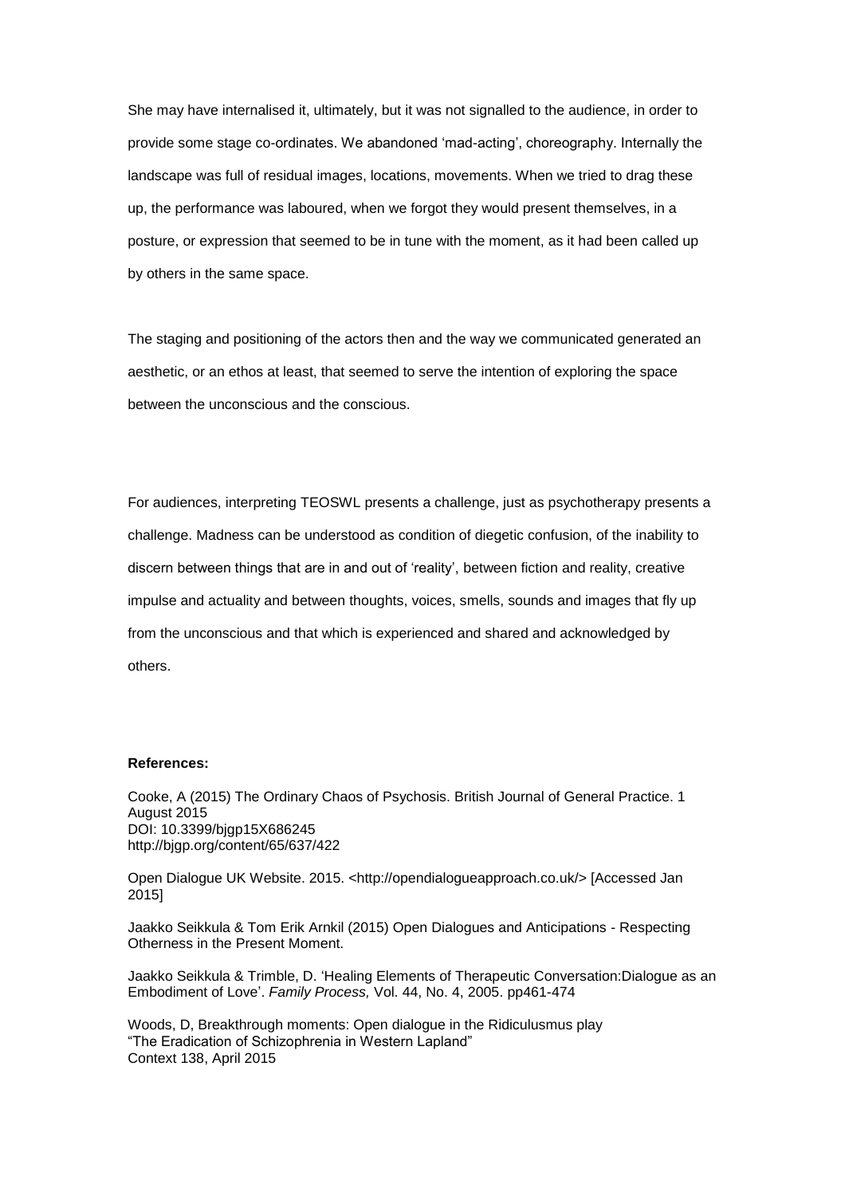She may have internalised it, ultimately, but it was not signalled to the audience, in order to provide some stage co-ordinates. We abandoned 'mad-acting', choreography. Internally the landscape was full of residual images, locations, movements. When we tried to drag these up, the performance was laboured, when we forgot they would present themselves, in a posture, or expression that seemed to be in tune with the moment, as it had been called up by others in the same space.

The staging and positioning of the actors then and the way we communicated generated an aesthetic, or an ethos at least, that seemed to serve the intention of exploring the space between the unconscious and the conscious.

For audiences, interpreting TEOSWL presents a challenge, just as psychotherapy presents a challenge. Madness can be understood as condition of diegetic confusion, of the inability to discern between things that are in and out of 'reality', between fiction and reality, creative impulse and actuality and between thoughts, voices, smells, sounds and images that fly up from the unconscious and that which is experienced and shared and acknowledged by others.

**References:**

Cooke, A (2015) The Ordinary Chaos of Psychosis. British Journal of General Practice. 1 August 2015
DOI: 10.3399/bjgp15X686245
http://bjgp.org/content/65/637/422

Open Dialogue UK Website. 2015. <http://opendialogueapproach.co.uk/> [Accessed Jan 2015]

Jaakko Seikkula & Tom Erik Arnkil (2015) Open Dialogues and Anticipations - Respecting Otherness in the Present Moment.

Jaakko Seikkula & Trimble, D. 'Healing Elements of Therapeutic Conversation:Dialogue as an Embodiment of Love'. *Family Process,* Vol. 44, No. 4, 2005. pp461-474

Woods, D, Breakthrough moments: Open dialogue in the Ridiculusmus play
"The Eradication of Schizophrenia in Western Lapland"
Context 138, April 2015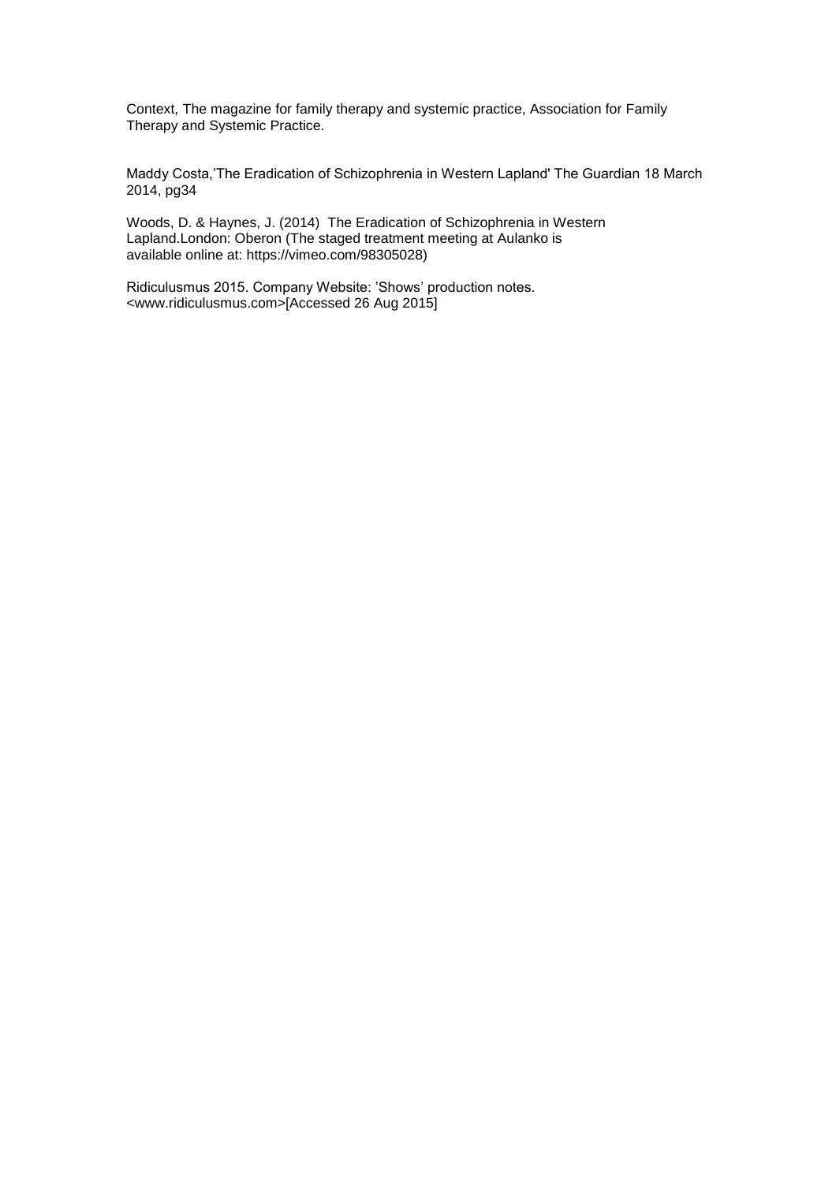Context, The magazine for family therapy and systemic practice, Association for Family Therapy and Systemic Practice.

Maddy Costa,'The Eradication of Schizophrenia in Western Lapland' The Guardian 18 March 2014, pg34

Woods, D. & Haynes, J. (2014) The Eradication of Schizophrenia in Western Lapland.London: Oberon (The staged treatment meeting at Aulanko is available online at: https://vimeo.com/98305028)

Ridiculusmus 2015. Company Website: 'Shows' production notes. <www.ridiculusmus.com>[Accessed 26 Aug 2015]